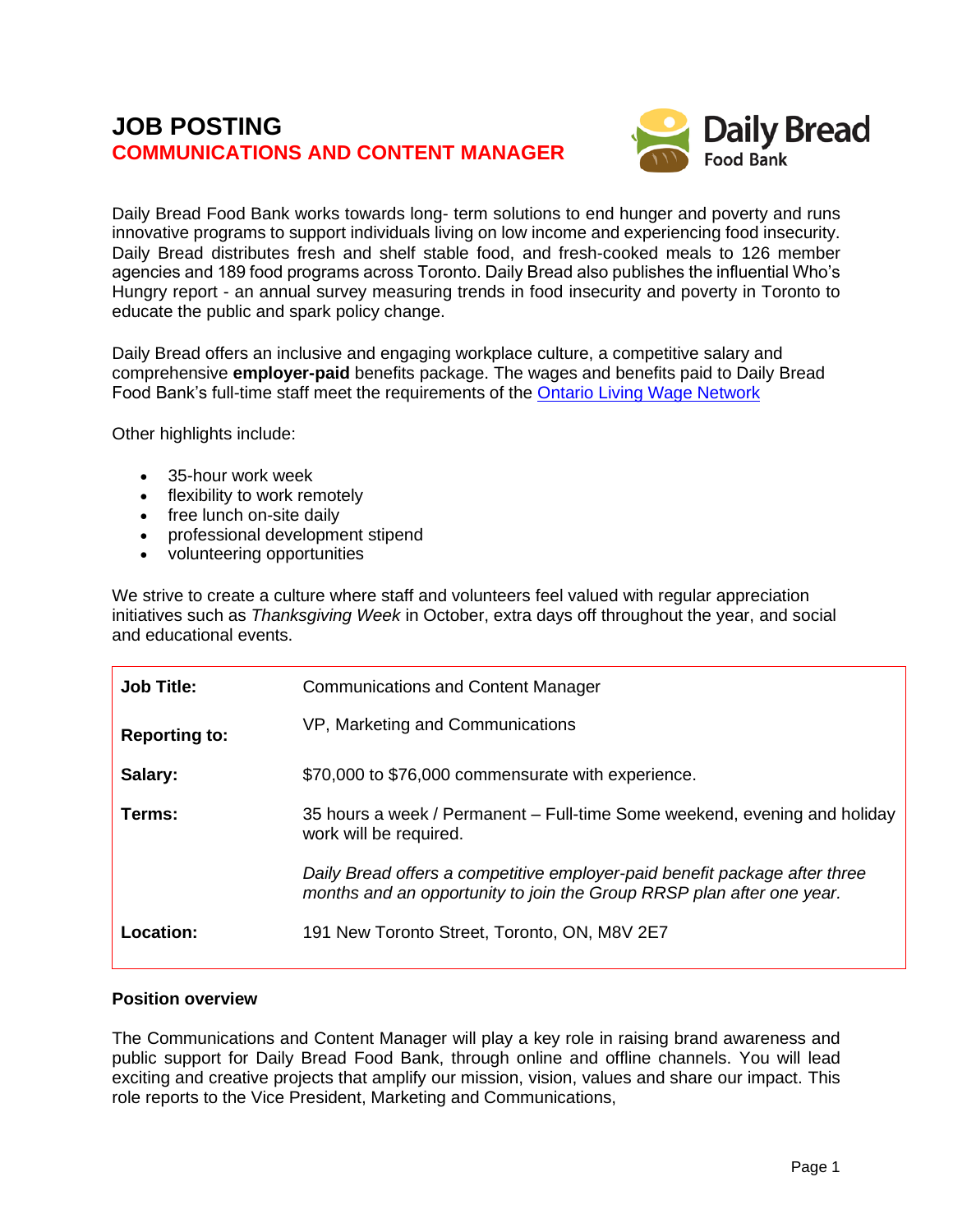# JOB POSTING

## COMMUNICATIONS AND CONTENT MANAGER

Daily Bread Food Bank works towards long- term solutions to end hunger and poverty and runs innovative programs to support individuals living on low income and experiencing food insecurity. Daily Bread distributes fresh and shelf stable food, and fresh-cooked meals to 126 member agencies and 189 food programs across Toronto. Daily Bread also publishes the influential Who's Hungry report - an annual survey measuring trends in food insecurity and poverty in Toronto to educate the public and spark policy change.

Daily Bread offers an inclusive and engaging workplace culture, a competitive salary and comprehensive **employer-paid** benefits package. The wages and benefits paid to Daily Bread Food Bank's full-time staff meet the requirements of the Ontario Living Wage Network

Other highlights include:

- 35-hour work week
- flexibility to work remotely
- free lunch on-site daily
- professional development stipend
- volunteering opportunities

We strive to create a culture where staff and volunteers feel valued with regular appreciation initiatives such as *Thanksgiving Week* in October, extra days off throughout the year, and social and educational events.

| | |
|---|---|
| **Job Title:** | Communications and Content Manager |
| **Reporting to:** | VP, Marketing and Communications |
| **Salary:** | $70,000 to $76,000 commensurate with experience. |
| **Terms:** | 35 hours a week / Permanent – Full-time Some weekend, evening and holiday work will be required.<br><br>*Daily Bread offers a competitive employer-paid benefit package after three months and an opportunity to join the Group RRSP plan after one year.* |
| **Location:** | 191 New Toronto Street, Toronto, ON, M8V 2E7 |

**Position overview**

The Communications and Content Manager will play a key role in raising brand awareness and public support for Daily Bread Food Bank, through online and offline channels. You will lead exciting and creative projects that amplify our mission, vision, values and share our impact. This role reports to the Vice President, Marketing and Communications,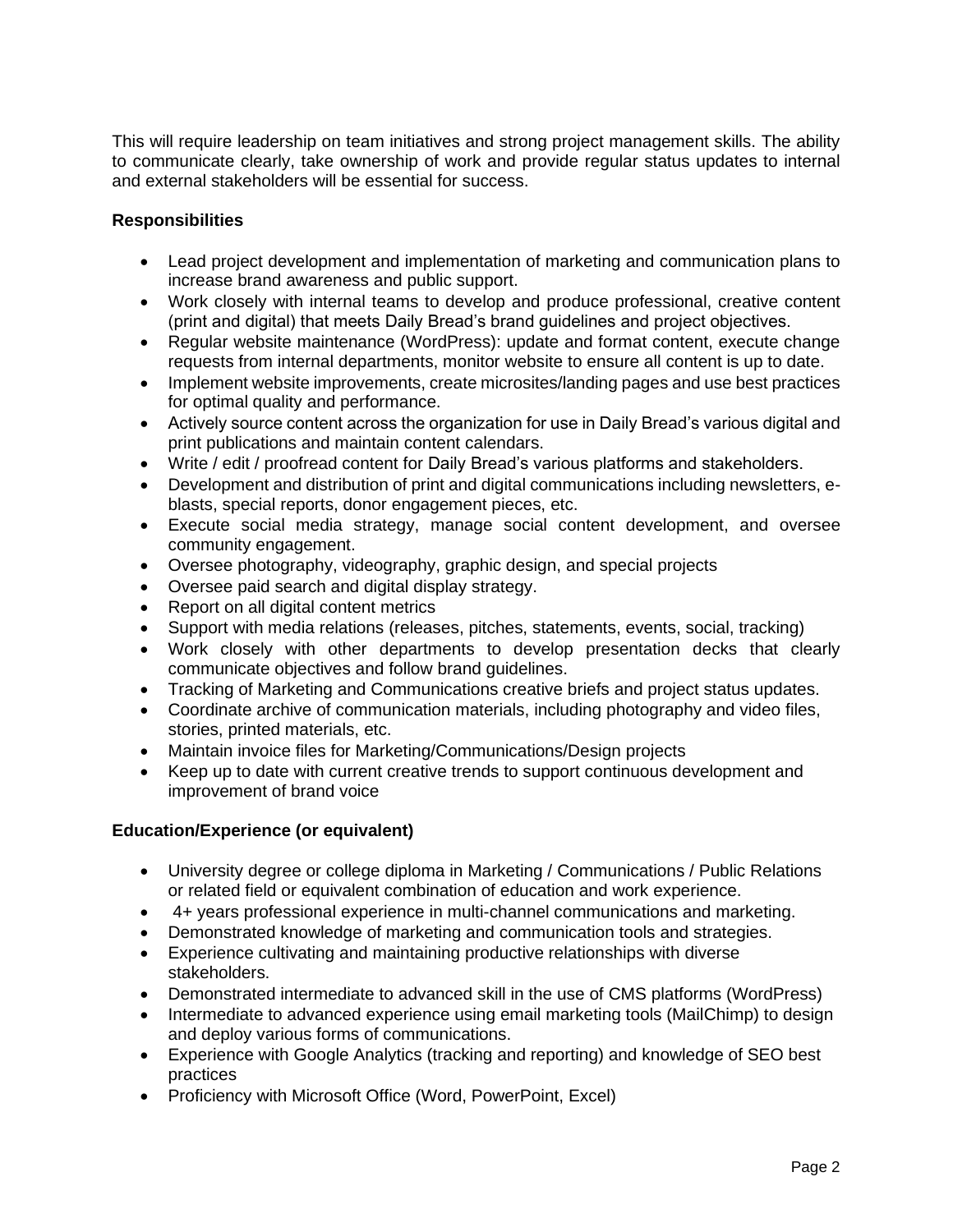This will require leadership on team initiatives and strong project management skills. The ability to communicate clearly, take ownership of work and provide regular status updates to internal and external stakeholders will be essential for success.

**Responsibilities**

- Lead project development and implementation of marketing and communication plans to increase brand awareness and public support.
- Work closely with internal teams to develop and produce professional, creative content (print and digital) that meets Daily Bread's brand guidelines and project objectives.
- Regular website maintenance (WordPress): update and format content, execute change requests from internal departments, monitor website to ensure all content is up to date.
- Implement website improvements, create microsites/landing pages and use best practices for optimal quality and performance.
- Actively source content across the organization for use in Daily Bread's various digital and print publications and maintain content calendars.
- Write / edit / proofread content for Daily Bread's various platforms and stakeholders.
- Development and distribution of print and digital communications including newsletters, e-blasts, special reports, donor engagement pieces, etc.
- Execute social media strategy, manage social content development, and oversee community engagement.
- Oversee photography, videography, graphic design, and special projects
- Oversee paid search and digital display strategy.
- Report on all digital content metrics
- Support with media relations (releases, pitches, statements, events, social, tracking)
- Work closely with other departments to develop presentation decks that clearly communicate objectives and follow brand guidelines.
- Tracking of Marketing and Communications creative briefs and project status updates.
- Coordinate archive of communication materials, including photography and video files, stories, printed materials, etc.
- Maintain invoice files for Marketing/Communications/Design projects
- Keep up to date with current creative trends to support continuous development and improvement of brand voice

**Education/Experience (or equivalent)**

- University degree or college diploma in Marketing / Communications / Public Relations or related field or equivalent combination of education and work experience.
- 4+ years professional experience in multi-channel communications and marketing.
- Demonstrated knowledge of marketing and communication tools and strategies.
- Experience cultivating and maintaining productive relationships with diverse stakeholders.
- Demonstrated intermediate to advanced skill in the use of CMS platforms (WordPress)
- Intermediate to advanced experience using email marketing tools (MailChimp) to design and deploy various forms of communications.
- Experience with Google Analytics (tracking and reporting) and knowledge of SEO best practices
- Proficiency with Microsoft Office (Word, PowerPoint, Excel)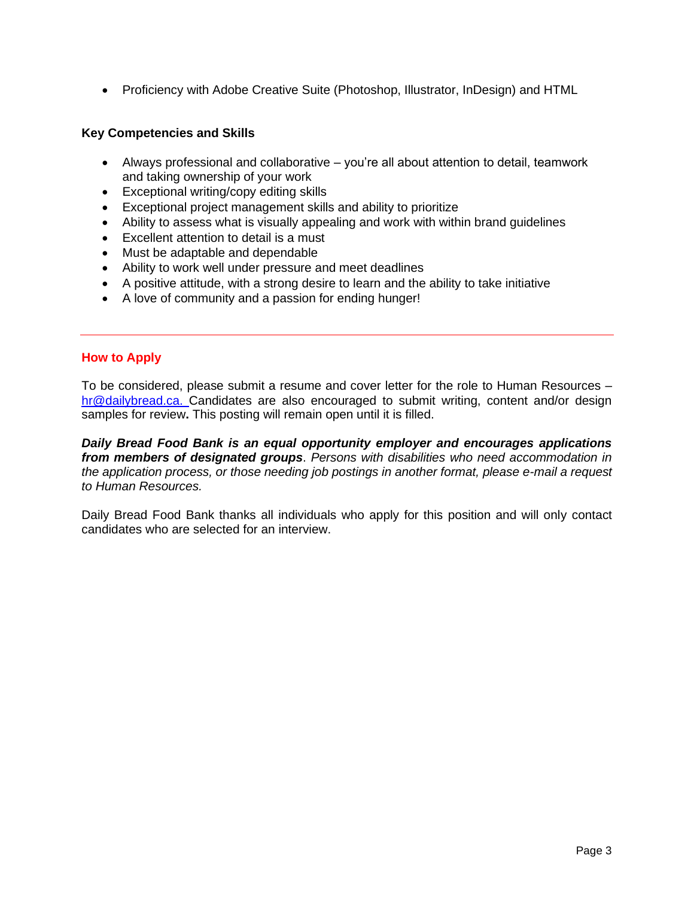- Proficiency with Adobe Creative Suite (Photoshop, Illustrator, InDesign) and HTML

**Key Competencies and Skills**

- Always professional and collaborative – you're all about attention to detail, teamwork and taking ownership of your work
- Exceptional writing/copy editing skills
- Exceptional project management skills and ability to prioritize
- Ability to assess what is visually appealing and work with within brand guidelines
- Excellent attention to detail is a must
- Must be adaptable and dependable
- Ability to work well under pressure and meet deadlines
- A positive attitude, with a strong desire to learn and the ability to take initiative
- A love of community and a passion for ending hunger!

---

## How to Apply

To be considered, please submit a resume and cover letter for the role to Human Resources – hr@dailybread.ca. Candidates are also encouraged to submit writing, content and/or design samples for review**.** This posting will remain open until it is filled.

***Daily Bread Food Bank is an equal opportunity employer and encourages applications from members of designated groups****. Persons with disabilities who need accommodation in the application process, or those needing job postings in another format, please e-mail a request to Human Resources.*

Daily Bread Food Bank thanks all individuals who apply for this position and will only contact candidates who are selected for an interview.